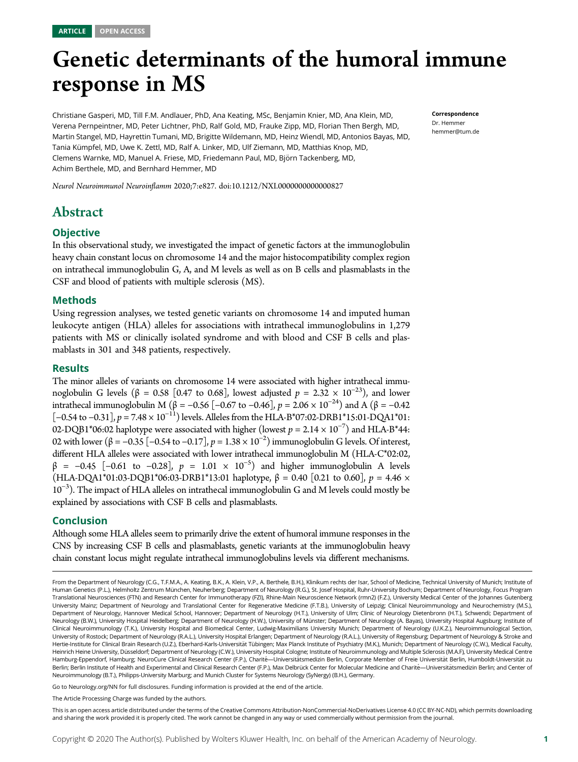ARTICLE OPEN ACCESS

# Genetic determinants of the humoral immune response in MS

Christiane Gasperi, MD, Till F.M. Andlauer, PhD, Ana Keating, MSc, Benjamin Knier, MD, Ana Klein, MD, Verena Pernpeintner, MD, Peter Lichtner, PhD, Ralf Gold, MD, Frauke Zipp, MD, Florian Then Bergh, MD, Martin Stangel, MD, Hayrettin Tumani, MD, Brigitte Wildemann, MD, Heinz Wiendl, MD, Antonios Bayas, MD, Tania Kümpfel, MD, Uwe K. Zettl, MD, Ralf A. Linker, MD, Ulf Ziemann, MD, Matthias Knop, MD, Clemens Warnke, MD, Manuel A. Friese, MD, Friedemann Paul, MD, Björn Tackenberg, MD, Achim Berthele, MD, and Bernhard Hemmer, MD

**Correspondence**
Dr. Hemmer
hemmer@tum.de

*Neurol Neuroimmunol Neuroinflamm* 2020;7:e827. doi:10.1212/NXI.0000000000000827

## Abstract

### Objective

In this observational study, we investigated the impact of genetic factors at the immunoglobulin heavy chain constant locus on chromosome 14 and the major histocompatibility complex region on intrathecal immunoglobulin G, A, and M levels as well as on B cells and plasmablasts in the CSF and blood of patients with multiple sclerosis (MS).

### Methods

Using regression analyses, we tested genetic variants on chromosome 14 and imputed human leukocyte antigen (HLA) alleles for associations with intrathecal immunoglobulins in 1,279 patients with MS or clinically isolated syndrome and with blood and CSF B cells and plasmablasts in 301 and 348 patients, respectively.

### Results

The minor alleles of variants on chromosome 14 were associated with higher intrathecal immunoglobulin G levels ($\beta = 0.58$ [0.47 to 0.68], lowest adjusted $p = 2.32 \times 10^{-23}$), and lower intrathecal immunoglobulin M ($\beta = -0.56$ [−0.67 to −0.46], $p = 2.06 \times 10^{-24}$) and A ($\beta = -0.42$ [−0.54 to −0.31], $p = 7.48 \times 10^{-11}$) levels. Alleles from the HLA-B*07:02-DRB1*15:01-DQA1*01:02-DQB1*06:02 haplotype were associated with higher (lowest $p = 2.14 \times 10^{-7}$) and HLA-B*44:02 with lower ($\beta = -0.35$ [−0.54 to −0.17], $p = 1.38 \times 10^{-2}$) immunoglobulin G levels. Of interest, different HLA alleles were associated with lower intrathecal immunoglobulin M (HLA-C*02:02, $\beta = -0.45$ [−0.61 to −0.28], $p = 1.01 \times 10^{-5}$) and higher immunoglobulin A levels (HLA-DQA1*01:03-DQB1*06:03-DRB1*13:01 haplotype, $\beta = 0.40$ [0.21 to 0.60], $p = 4.46 \times 10^{-3}$). The impact of HLA alleles on intrathecal immunoglobulin G and M levels could mostly be explained by associations with CSF B cells and plasmablasts.

### Conclusion

Although some HLA alleles seem to primarily drive the extent of humoral immune responses in the CNS by increasing CSF B cells and plasmablasts, genetic variants at the immunoglobulin heavy chain constant locus might regulate intrathecal immunoglobulins levels via different mechanisms.

From the Department of Neurology (C.G., T.F.M.A., A. Keating, B.K., A. Klein, V.P., A. Berthele, B.H.), Klinikum rechts der Isar, School of Medicine, Technical University of Munich; Institute of Human Genetics (P.L.), Helmholtz Zentrum München, Neuherberg; Department of Neurology (R.G.), St. Josef Hospital, Ruhr-University Bochum; Department of Neurology, Focus Program Translational Neurosciences (FTN) and Research Center for Immunotherapy (FZI), Rhine-Main Neuroscience Network (rmn2) (F.Z.), University Medical Center of the Johannes Gutenberg University Mainz; Department of Neurology and Translational Center for Regenerative Medicine (F.T.B.), University of Leipzig; Clinical Neuroimmunology and Neurochemistry (M.S.), Department of Neurology, Hannover Medical School, Hannover; Department of Neurology (H.T.), University of Ulm; Clinic of Neurology Dietenbronn (H.T.), Schwendi; Department of Neurology (B.W.), University Hospital Heidelberg; Department of Neurology (H.W.), University of Münster; Department of Neurology (A. Bayas), University Hospital Augsburg; Institute of Clinical Neuroimmunology (T.K.), University Hospital and Biomedical Center, Ludwig-Maximilians University Munich; Department of Neurology (U.K.Z.), Neuroimmunological Section, University of Rostock; Department of Neurology (R.A.L.), University Hospital Erlangen; Department of Neurology (R.A.L.), University of Regensburg; Department of Neurology & Stroke and Hertie-Institute for Clinical Brain Research (U.Z.), Eberhard-Karls-Universität Tübingen; Max Planck Institute of Psychiatry (M.K.), Munich; Department of Neurology (C.W.), Medical Faculty, Heinrich Heine University, Düsseldorf; Department of Neurology (C.W.), University Hospital Cologne; Institute of Neuroimmunology and Multiple Sclerosis (M.A.F), University Medical Centre Hamburg-Eppendorf, Hamburg; NeuroCure Clinical Research Center (F.P.), Charité—Universitätsmedizin Berlin, Corporate Member of Freie Universität Berlin, Humboldt-Universität zu Berlin; Berlin Institute of Health and Experimental and Clinical Research Center (F.P.), Max Delbrück Center for Molecular Medicine and Charité—Universitätsmedizin Berlin; and Center of Neuroimmunology (B.T.), Philipps-University Marburg; and Munich Cluster for Systems Neurology (SyNergy) (B.H.), Germany.

Go to Neurology.org/NN for full disclosures. Funding information is provided at the end of the article.

The Article Processing Charge was funded by the authors.

This is an open access article distributed under the terms of the Creative Commons Attribution-NonCommercial-NoDerivatives License 4.0 (CC BY-NC-ND), which permits downloading and sharing the work provided it is properly cited. The work cannot be changed in any way or used commercially without permission from the journal.

Copyright © 2020 The Author(s). Published by Wolters Kluwer Health, Inc. on behalf of the American Academy of Neurology.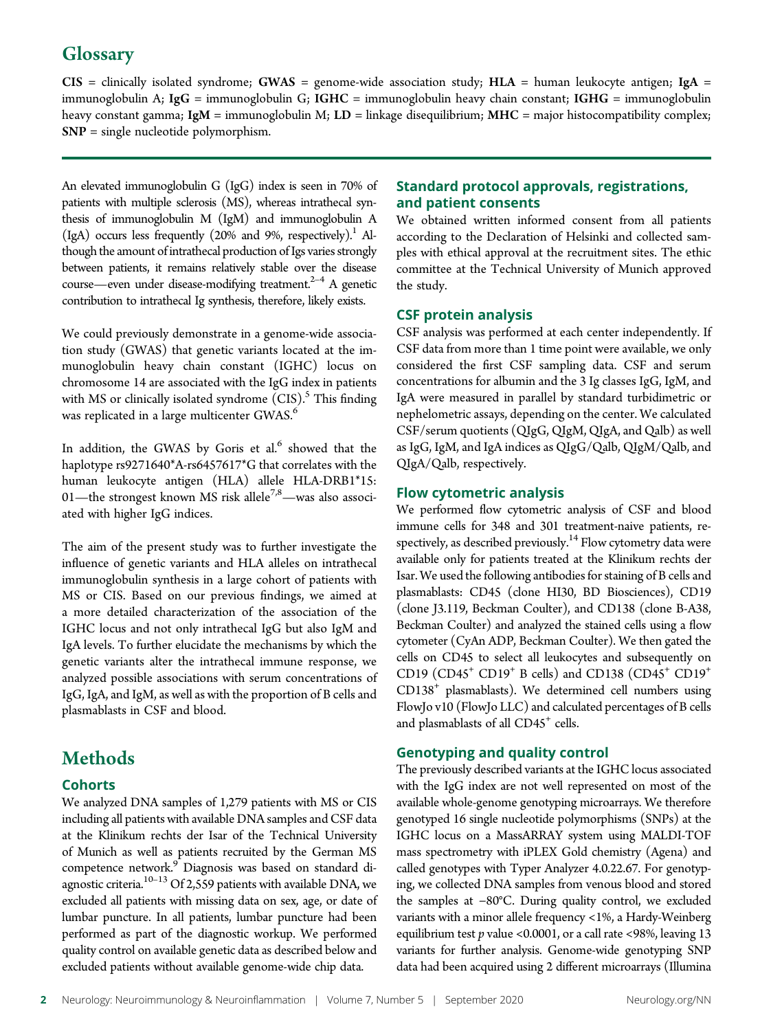## Glossary

**CIS** = clinically isolated syndrome; **GWAS** = genome-wide association study; **HLA** = human leukocyte antigen; **IgA** = immunoglobulin A; **IgG** = immunoglobulin G; **IGHC** = immunoglobulin heavy chain constant; **IGHG** = immunoglobulin heavy constant gamma; **IgM** = immunoglobulin M; **LD** = linkage disequilibrium; **MHC** = major histocompatibility complex; **SNP** = single nucleotide polymorphism.

An elevated immunoglobulin G (IgG) index is seen in 70% of patients with multiple sclerosis (MS), whereas intrathecal synthesis of immunoglobulin M (IgM) and immunoglobulin A (IgA) occurs less frequently (20% and 9%, respectively).[1] Although the amount of intrathecal production of Igs varies strongly between patients, it remains relatively stable over the disease course—even under disease-modifying treatment.[2–4] A genetic contribution to intrathecal Ig synthesis, therefore, likely exists.

We could previously demonstrate in a genome-wide association study (GWAS) that genetic variants located at the immunoglobulin heavy chain constant (IGHC) locus on chromosome 14 are associated with the IgG index in patients with MS or clinically isolated syndrome (CIS).[5] This finding was replicated in a large multicenter GWAS.[6]

In addition, the GWAS by Goris et al.[6] showed that the haplotype rs9271640*A-rs6457617*G that correlates with the human leukocyte antigen (HLA) allele HLA-DRB1*15:01—the strongest known MS risk allele[7,8]—was also associated with higher IgG indices.

The aim of the present study was to further investigate the influence of genetic variants and HLA alleles on intrathecal immunoglobulin synthesis in a large cohort of patients with MS or CIS. Based on our previous findings, we aimed at a more detailed characterization of the association of the IGHC locus and not only intrathecal IgG but also IgM and IgA levels. To further elucidate the mechanisms by which the genetic variants alter the intrathecal immune response, we analyzed possible associations with serum concentrations of IgG, IgA, and IgM, as well as with the proportion of B cells and plasmablasts in CSF and blood.

# Methods

### Cohorts

We analyzed DNA samples of 1,279 patients with MS or CIS including all patients with available DNA samples and CSF data at the Klinikum rechts der Isar of the Technical University of Munich as well as patients recruited by the German MS competence network.[9] Diagnosis was based on standard diagnostic criteria.[10–13] Of 2,559 patients with available DNA, we excluded all patients with missing data on sex, age, or date of lumbar puncture. In all patients, lumbar puncture had been performed as part of the diagnostic workup. We performed quality control on available genetic data as described below and excluded patients without available genome-wide chip data.

### Standard protocol approvals, registrations, and patient consents

We obtained written informed consent from all patients according to the Declaration of Helsinki and collected samples with ethical approval at the recruitment sites. The ethic committee at the Technical University of Munich approved the study.

### CSF protein analysis

CSF analysis was performed at each center independently. If CSF data from more than 1 time point were available, we only considered the first CSF sampling data. CSF and serum concentrations for albumin and the 3 Ig classes IgG, IgM, and IgA were measured in parallel by standard turbidimetric or nephelometric assays, depending on the center. We calculated CSF/serum quotients (QIgG, QIgM, QIgA, and Qalb) as well as IgG, IgM, and IgA indices as QIgG/Qalb, QIgM/Qalb, and QIgA/Qalb, respectively.

### Flow cytometric analysis

We performed flow cytometric analysis of CSF and blood immune cells for 348 and 301 treatment-naive patients, respectively, as described previously.[14] Flow cytometry data were available only for patients treated at the Klinikum rechts der Isar. We used the following antibodies for staining of B cells and plasmablasts: CD45 (clone HI30, BD Biosciences), CD19 (clone J3.119, Beckman Coulter), and CD138 (clone B-A38, Beckman Coulter) and analyzed the stained cells using a flow cytometer (CyAn ADP, Beckman Coulter). We then gated the cells on CD45 to select all leukocytes and subsequently on CD19 ($CD45^+$ $CD19^+$ B cells) and CD138 ($CD45^+$ $CD19^+$ $CD138^+$ plasmablasts). We determined cell numbers using FlowJo v10 (FlowJo LLC) and calculated percentages of B cells and plasmablasts of all $CD45^+$ cells.

### Genotyping and quality control

The previously described variants at the IGHC locus associated with the IgG index are not well represented on most of the available whole-genome genotyping microarrays. We therefore genotyped 16 single nucleotide polymorphisms (SNPs) at the IGHC locus on a MassARRAY system using MALDI-TOF mass spectrometry with iPLEX Gold chemistry (Agena) and called genotypes with Typer Analyzer 4.0.22.67. For genotyping, we collected DNA samples from venous blood and stored the samples at −80°C. During quality control, we excluded variants with a minor allele frequency <1%, a Hardy-Weinberg equilibrium test $p$ value <0.0001, or a call rate <98%, leaving 13 variants for further analysis. Genome-wide genotyping SNP data had been acquired using 2 different microarrays (Illumina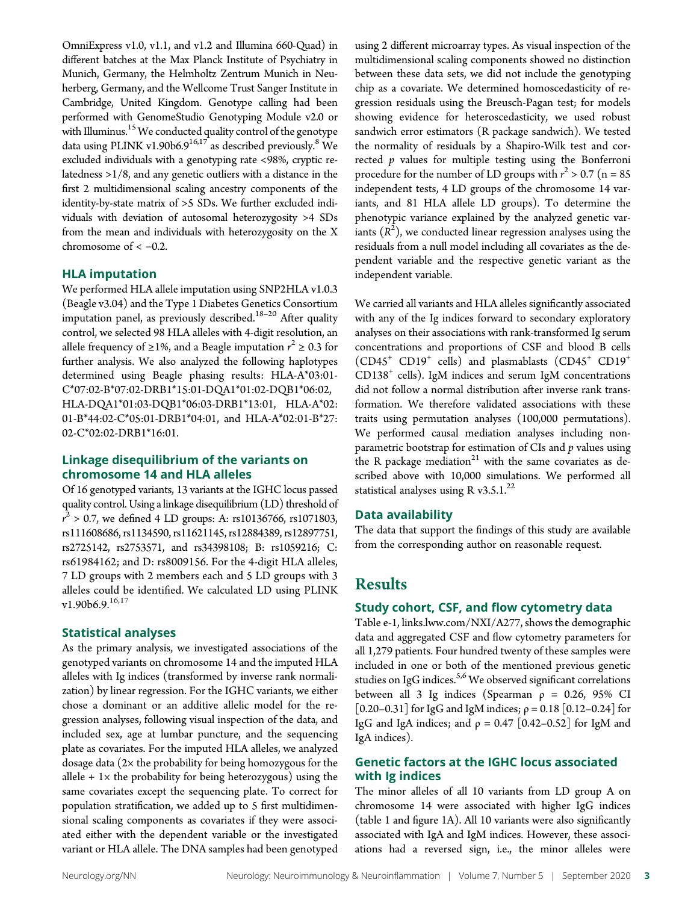OmniExpress v1.0, v1.1, and v1.2 and Illumina 660-Quad) in different batches at the Max Planck Institute of Psychiatry in Munich, Germany, the Helmholtz Zentrum Munich in Neuherberg, Germany, and the Wellcome Trust Sanger Institute in Cambridge, United Kingdom. Genotype calling had been performed with GenomeStudio Genotyping Module v2.0 or with Illuminus.[15] We conducted quality control of the genotype data using PLINK v1.90b6.9[16,17] as described previously.[8] We excluded individuals with a genotyping rate <98%, cryptic relatedness >1/8, and any genetic outliers with a distance in the first 2 multidimensional scaling ancestry components of the identity-by-state matrix of >5 SDs. We further excluded individuals with deviation of autosomal heterozygosity >4 SDs from the mean and individuals with heterozygosity on the X chromosome of < −0.2.

### HLA imputation

We performed HLA allele imputation using SNP2HLA v1.0.3 (Beagle v3.04) and the Type 1 Diabetes Genetics Consortium imputation panel, as previously described.[18–20] After quality control, we selected 98 HLA alleles with 4-digit resolution, an allele frequency of ≥1%, and a Beagle imputation $r^2 \geq 0.3$ for further analysis. We also analyzed the following haplotypes determined using Beagle phasing results: HLA-A*03:01-C*07:02-B*07:02-DRB1*15:01-DQA1*01:02-DQB1*06:02, HLA-DQA1*01:03-DQB1*06:03-DRB1*13:01, HLA-A*02:01-B*44:02-C*05:01-DRB1*04:01, and HLA-A*02:01-B*27:02-C*02:02-DRB1*16:01.

### Linkage disequilibrium of the variants on chromosome 14 and HLA alleles

Of 16 genotyped variants, 13 variants at the IGHC locus passed quality control. Using a linkage disequilibrium (LD) threshold of $r^2 > 0.7$, we defined 4 LD groups: A: rs10136766, rs1071803, rs111608686, rs1134590, rs11621145, rs12884389, rs12897751, rs2725142, rs2753571, and rs34398108; B: rs1059216; C: rs61984162; and D: rs8009156. For the 4-digit HLA alleles, 7 LD groups with 2 members each and 5 LD groups with 3 alleles could be identified. We calculated LD using PLINK v1.90b6.9.[16,17]

### Statistical analyses

As the primary analysis, we investigated associations of the genotyped variants on chromosome 14 and the imputed HLA alleles with Ig indices (transformed by inverse rank normalization) by linear regression. For the IGHC variants, we either chose a dominant or an additive allelic model for the regression analyses, following visual inspection of the data, and included sex, age at lumbar puncture, and the sequencing plate as covariates. For the imputed HLA alleles, we analyzed dosage data (2× the probability for being homozygous for the allele + 1× the probability for being heterozygous) using the same covariates except the sequencing plate. To correct for population stratification, we added up to 5 first multidimensional scaling components as covariates if they were associated either with the dependent variable or the investigated variant or HLA allele. The DNA samples had been genotyped using 2 different microarray types. As visual inspection of the multidimensional scaling components showed no distinction between these data sets, we did not include the genotyping chip as a covariate. We determined homoscedasticity of regression residuals using the Breusch-Pagan test; for models showing evidence for heteroscedasticity, we used robust sandwich error estimators (R package sandwich). We tested the normality of residuals by a Shapiro-Wilk test and corrected $p$ values for multiple testing using the Bonferroni procedure for the number of LD groups with $r^2 > 0.7$ (n = 85 independent tests, 4 LD groups of the chromosome 14 variants, and 81 HLA allele LD groups). To determine the phenotypic variance explained by the analyzed genetic variants ($R^2$), we conducted linear regression analyses using the residuals from a null model including all covariates as the dependent variable and the respective genetic variant as the independent variable.

We carried all variants and HLA alleles significantly associated with any of the Ig indices forward to secondary exploratory analyses on their associations with rank-transformed Ig serum concentrations and proportions of CSF and blood B cells ($CD45^+$ $CD19^+$ cells) and plasmablasts ($CD45^+$ $CD19^+$ $CD138^+$ cells). IgM indices and serum IgM concentrations did not follow a normal distribution after inverse rank transformation. We therefore validated associations with these traits using permutation analyses (100,000 permutations). We performed causal mediation analyses including nonparametric bootstrap for estimation of CIs and $p$ values using the R package mediation[21] with the same covariates as described above with 10,000 simulations. We performed all statistical analyses using R v3.5.1.[22]

### Data availability

The data that support the findings of this study are available from the corresponding author on reasonable request.

## Results

### Study cohort, CSF, and flow cytometry data

Table e-1, links.lww.com/NXI/A277, shows the demographic data and aggregated CSF and flow cytometry parameters for all 1,279 patients. Four hundred twenty of these samples were included in one or both of the mentioned previous genetic studies on IgG indices.[5,6] We observed significant correlations between all 3 Ig indices (Spearman ρ = 0.26, 95% CI [0.20–0.31] for IgG and IgM indices; ρ = 0.18 [0.12–0.24] for IgG and IgA indices; and ρ = 0.47 [0.42–0.52] for IgM and IgA indices).

### Genetic factors at the IGHC locus associated with Ig indices

The minor alleles of all 10 variants from LD group A on chromosome 14 were associated with higher IgG indices (table 1 and figure 1A). All 10 variants were also significantly associated with IgA and IgM indices. However, these associations had a reversed sign, i.e., the minor alleles were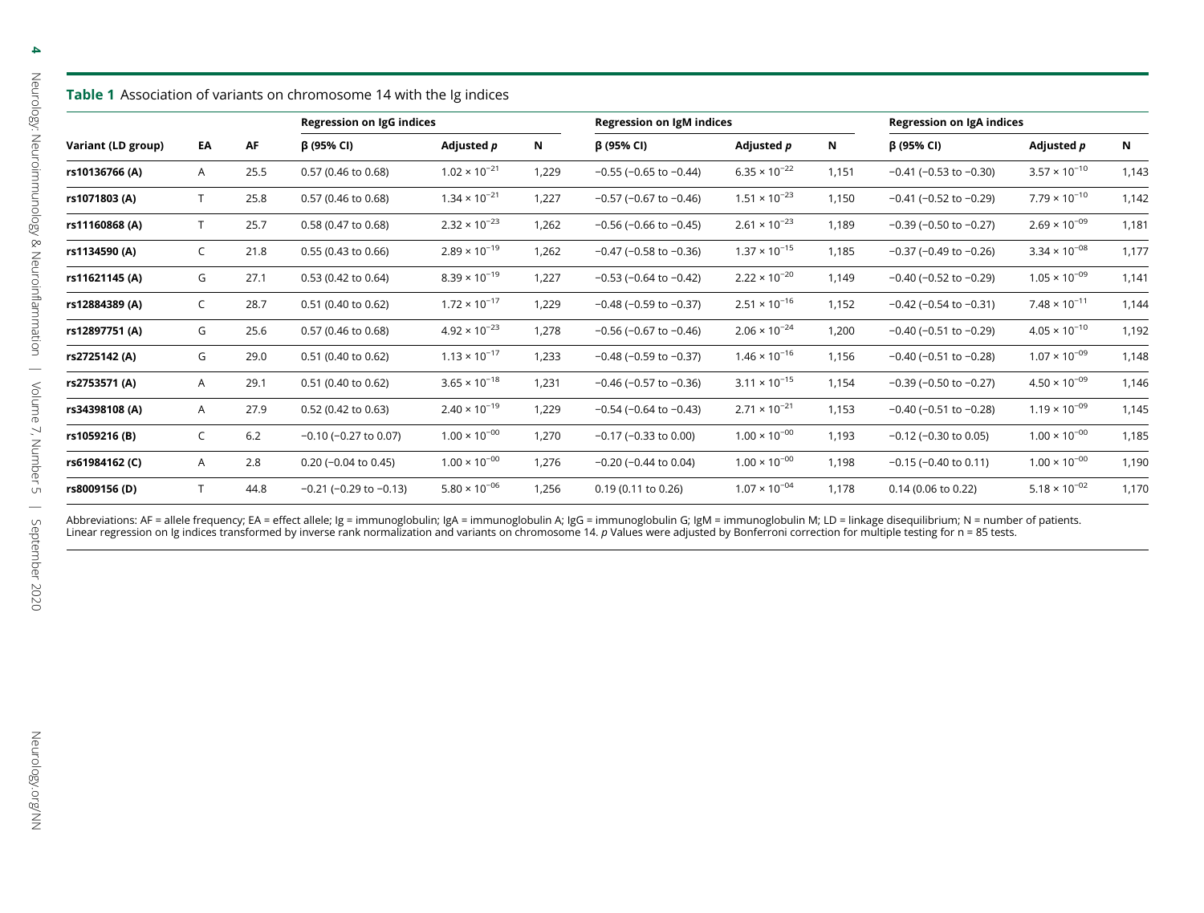**Table 1** Association of variants on chromosome 14 with the Ig indices

| Variant (LD group) | EA | AF | Regression on IgG indices | | | Regression on IgM indices | | | Regression on IgA indices | | |
|---|---|---|---|---|---|---|---|---|---|---|---|
| | | | β (95% CI) | Adjusted *p* | N | β (95% CI) | Adjusted *p* | N | β (95% CI) | Adjusted *p* | N |
| **rs10136766 (A)** | A | 25.5 | 0.57 (0.46 to 0.68) | $1.02 \times 10^{-21}$ | 1,229 | −0.55 (−0.65 to −0.44) | $6.35 \times 10^{-22}$ | 1,151 | −0.41 (−0.53 to −0.30) | $3.57 \times 10^{-10}$ | 1,143 |
| **rs1071803 (A)** | T | 25.8 | 0.57 (0.46 to 0.68) | $1.34 \times 10^{-21}$ | 1,227 | −0.57 (−0.67 to −0.46) | $1.51 \times 10^{-23}$ | 1,150 | −0.41 (−0.52 to −0.29) | $7.79 \times 10^{-10}$ | 1,142 |
| **rs11160868 (A)** | T | 25.7 | 0.58 (0.47 to 0.68) | $2.32 \times 10^{-23}$ | 1,262 | −0.56 (−0.66 to −0.45) | $2.61 \times 10^{-23}$ | 1,189 | −0.39 (−0.50 to −0.27) | $2.69 \times 10^{-09}$ | 1,181 |
| **rs1134590 (A)** | C | 21.8 | 0.55 (0.43 to 0.66) | $2.89 \times 10^{-19}$ | 1,262 | −0.47 (−0.58 to −0.36) | $1.37 \times 10^{-15}$ | 1,185 | −0.37 (−0.49 to −0.26) | $3.34 \times 10^{-08}$ | 1,177 |
| **rs11621145 (A)** | G | 27.1 | 0.53 (0.42 to 0.64) | $8.39 \times 10^{-19}$ | 1,227 | −0.53 (−0.64 to −0.42) | $2.22 \times 10^{-20}$ | 1,149 | −0.40 (−0.52 to −0.29) | $1.05 \times 10^{-09}$ | 1,141 |
| **rs12884389 (A)** | C | 28.7 | 0.51 (0.40 to 0.62) | $1.72 \times 10^{-17}$ | 1,229 | −0.48 (−0.59 to −0.37) | $2.51 \times 10^{-16}$ | 1,152 | −0.42 (−0.54 to −0.31) | $7.48 \times 10^{-11}$ | 1,144 |
| **rs12897751 (A)** | G | 25.6 | 0.57 (0.46 to 0.68) | $4.92 \times 10^{-23}$ | 1,278 | −0.56 (−0.67 to −0.46) | $2.06 \times 10^{-24}$ | 1,200 | −0.40 (−0.51 to −0.29) | $4.05 \times 10^{-10}$ | 1,192 |
| **rs2725142 (A)** | G | 29.0 | 0.51 (0.40 to 0.62) | $1.13 \times 10^{-17}$ | 1,233 | −0.48 (−0.59 to −0.37) | $1.46 \times 10^{-16}$ | 1,156 | −0.40 (−0.51 to −0.28) | $1.07 \times 10^{-09}$ | 1,148 |
| **rs2753571 (A)** | A | 29.1 | 0.51 (0.40 to 0.62) | $3.65 \times 10^{-18}$ | 1,231 | −0.46 (−0.57 to −0.36) | $3.11 \times 10^{-15}$ | 1,154 | −0.39 (−0.50 to −0.27) | $4.50 \times 10^{-09}$ | 1,146 |
| **rs34398108 (A)** | A | 27.9 | 0.52 (0.42 to 0.63) | $2.40 \times 10^{-19}$ | 1,229 | −0.54 (−0.64 to −0.43) | $2.71 \times 10^{-21}$ | 1,153 | −0.40 (−0.51 to −0.28) | $1.19 \times 10^{-09}$ | 1,145 |
| **rs1059216 (B)** | C | 6.2 | −0.10 (−0.27 to 0.07) | $1.00 \times 10^{-00}$ | 1,270 | −0.17 (−0.33 to 0.00) | $1.00 \times 10^{-00}$ | 1,193 | −0.12 (−0.30 to 0.05) | $1.00 \times 10^{-00}$ | 1,185 |
| **rs61984162 (C)** | A | 2.8 | 0.20 (−0.04 to 0.45) | $1.00 \times 10^{-00}$ | 1,276 | −0.20 (−0.44 to 0.04) | $1.00 \times 10^{-00}$ | 1,198 | −0.15 (−0.40 to 0.11) | $1.00 \times 10^{-00}$ | 1,190 |
| **rs8009156 (D)** | T | 44.8 | −0.21 (−0.29 to −0.13) | $5.80 \times 10^{-06}$ | 1,256 | 0.19 (0.11 to 0.26) | $1.07 \times 10^{-04}$ | 1,178 | 0.14 (0.06 to 0.22) | $5.18 \times 10^{-02}$ | 1,170 |

Abbreviations: AF = allele frequency; EA = effect allele; Ig = immunoglobulin; IgA = immunoglobulin A; IgG = immunoglobulin G; IgM = immunoglobulin M; LD = linkage disequilibrium; N = number of patients.
Linear regression on Ig indices transformed by inverse rank normalization and variants on chromosome 14. *p* Values were adjusted by Bonferroni correction for multiple testing for n = 85 tests.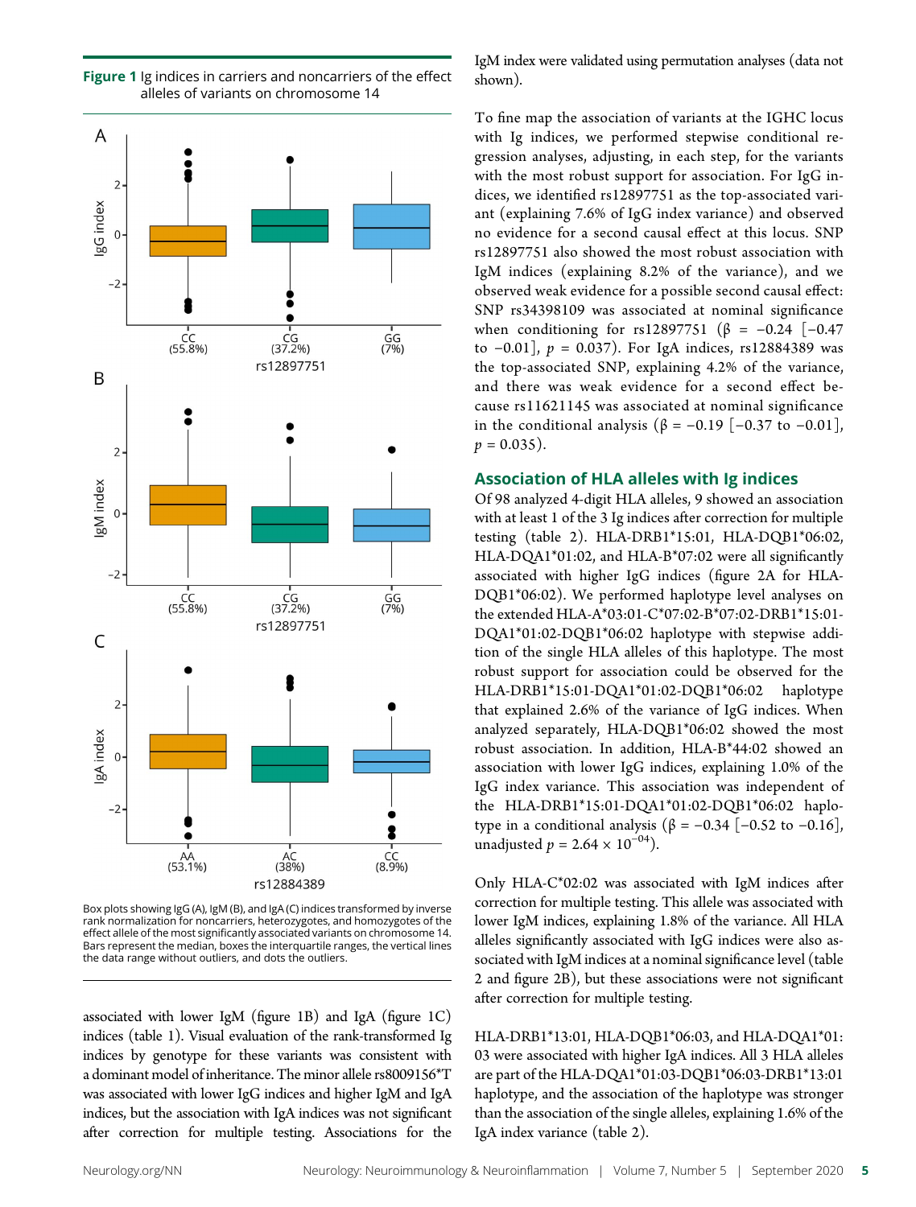**Figure 1** Ig indices in carriers and noncarriers of the effect alleles of variants on chromosome 14

Box plots showing IgG (A), IgM (B), and IgA (C) indices transformed by inverse rank normalization for noncarriers, heterozygotes, and homozygotes of the effect allele of the most significantly associated variants on chromosome 14. Bars represent the median, boxes the interquartile ranges, the vertical lines the data range without outliers, and dots the outliers.

associated with lower IgM (figure 1B) and IgA (figure 1C) indices (table 1). Visual evaluation of the rank-transformed Ig indices by genotype for these variants was consistent with a dominant model of inheritance. The minor allele rs8009156*T was associated with lower IgG indices and higher IgM and IgA indices, but the association with IgA indices was not significant after correction for multiple testing. Associations for the IgM index were validated using permutation analyses (data not shown).

To fine map the association of variants at the IGHC locus with Ig indices, we performed stepwise conditional regression analyses, adjusting, in each step, for the variants with the most robust support for association. For IgG indices, we identified rs12897751 as the top-associated variant (explaining 7.6% of IgG index variance) and observed no evidence for a second causal effect at this locus. SNP rs12897751 also showed the most robust association with IgM indices (explaining 8.2% of the variance), and we observed weak evidence for a possible second causal effect: SNP rs34398109 was associated at nominal significance when conditioning for rs12897751 ($\beta = -0.24$ [$-0.47$ to $-0.01$], $p = 0.037$). For IgA indices, rs12884389 was the top-associated SNP, explaining 4.2% of the variance, and there was weak evidence for a second effect because rs11621145 was associated at nominal significance in the conditional analysis ($\beta = -0.19$ [$-0.37$ to $-0.01$], $p = 0.035$).

## Association of HLA alleles with Ig indices

Of 98 analyzed 4-digit HLA alleles, 9 showed an association with at least 1 of the 3 Ig indices after correction for multiple testing (table 2). HLA-DRB1*15:01, HLA-DQB1*06:02, HLA-DQA1*01:02, and HLA-B*07:02 were all significantly associated with higher IgG indices (figure 2A for HLA-DQB1*06:02). We performed haplotype level analyses on the extended HLA-A*03:01-C*07:02-B*07:02-DRB1*15:01-DQA1*01:02-DQB1*06:02 haplotype with stepwise addition of the single HLA alleles of this haplotype. The most robust support for association could be observed for the HLA-DRB1*15:01-DQA1*01:02-DQB1*06:02 haplotype that explained 2.6% of the variance of IgG indices. When analyzed separately, HLA-DQB1*06:02 showed the most robust association. In addition, HLA-B*44:02 showed an association with lower IgG indices, explaining 1.0% of the IgG index variance. This association was independent of the HLA-DRB1*15:01-DQA1*01:02-DQB1*06:02 haplotype in a conditional analysis ($\beta = -0.34$ [$-0.52$ to $-0.16$], unadjusted $p = 2.64 \times 10^{-04}$).

Only HLA-C*02:02 was associated with IgM indices after correction for multiple testing. This allele was associated with lower IgM indices, explaining 1.8% of the variance. All HLA alleles significantly associated with IgG indices were also associated with IgM indices at a nominal significance level (table 2 and figure 2B), but these associations were not significant after correction for multiple testing.

HLA-DRB1*13:01, HLA-DQB1*06:03, and HLA-DQA1*01:03 were associated with higher IgA indices. All 3 HLA alleles are part of the HLA-DQA1*01:03-DQB1*06:03-DRB1*13:01 haplotype, and the association of the haplotype was stronger than the association of the single alleles, explaining 1.6% of the IgA index variance (table 2).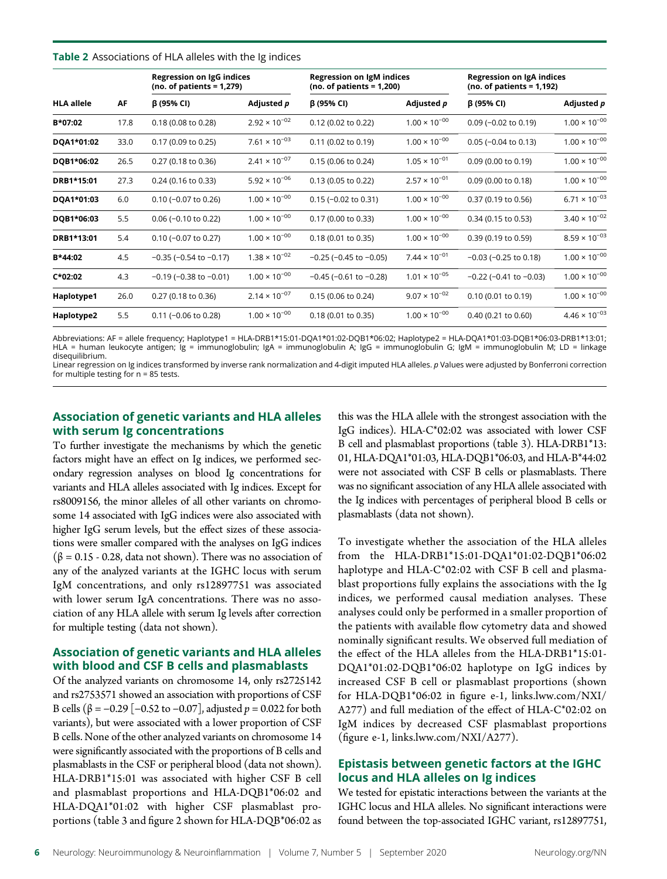**Table 2** Associations of HLA alleles with the Ig indices

| HLA allele | AF | Regression on IgG indices (no. of patients = 1,279) | | Regression on IgM indices (no. of patients = 1,200) | | Regression on IgA indices (no. of patients = 1,192) | |
|---|---|---|---|---|---|---|---|
| | | β (95% CI) | Adjusted p | β (95% CI) | Adjusted p | β (95% CI) | Adjusted p |
| **B*07:02** | 17.8 | 0.18 (0.08 to 0.28) | $2.92 \times 10^{-02}$ | 0.12 (0.02 to 0.22) | $1.00 \times 10^{-00}$ | 0.09 (−0.02 to 0.19) | $1.00 \times 10^{-00}$ |
| **DQA1*01:02** | 33.0 | 0.17 (0.09 to 0.25) | $7.61 \times 10^{-03}$ | 0.11 (0.02 to 0.19) | $1.00 \times 10^{-00}$ | 0.05 (−0.04 to 0.13) | $1.00 \times 10^{-00}$ |
| **DQB1*06:02** | 26.5 | 0.27 (0.18 to 0.36) | $2.41 \times 10^{-07}$ | 0.15 (0.06 to 0.24) | $1.05 \times 10^{-01}$ | 0.09 (0.00 to 0.19) | $1.00 \times 10^{-00}$ |
| **DRB1*15:01** | 27.3 | 0.24 (0.16 to 0.33) | $5.92 \times 10^{-06}$ | 0.13 (0.05 to 0.22) | $2.57 \times 10^{-01}$ | 0.09 (0.00 to 0.18) | $1.00 \times 10^{-00}$ |
| **DQA1*01:03** | 6.0 | 0.10 (−0.07 to 0.26) | $1.00 \times 10^{-00}$ | 0.15 (−0.02 to 0.31) | $1.00 \times 10^{-00}$ | 0.37 (0.19 to 0.56) | $6.71 \times 10^{-03}$ |
| **DQB1*06:03** | 5.5 | 0.06 (−0.10 to 0.22) | $1.00 \times 10^{-00}$ | 0.17 (0.00 to 0.33) | $1.00 \times 10^{-00}$ | 0.34 (0.15 to 0.53) | $3.40 \times 10^{-02}$ |
| **DRB1*13:01** | 5.4 | 0.10 (−0.07 to 0.27) | $1.00 \times 10^{-00}$ | 0.18 (0.01 to 0.35) | $1.00 \times 10^{-00}$ | 0.39 (0.19 to 0.59) | $8.59 \times 10^{-03}$ |
| **B*44:02** | 4.5 | −0.35 (−0.54 to −0.17) | $1.38 \times 10^{-02}$ | −0.25 (−0.45 to −0.05) | $7.44 \times 10^{-01}$ | −0.03 (−0.25 to 0.18) | $1.00 \times 10^{-00}$ |
| **C*02:02** | 4.3 | −0.19 (−0.38 to −0.01) | $1.00 \times 10^{-00}$ | −0.45 (−0.61 to −0.28) | $1.01 \times 10^{-05}$ | −0.22 (−0.41 to −0.03) | $1.00 \times 10^{-00}$ |
| **Haplotype1** | 26.0 | 0.27 (0.18 to 0.36) | $2.14 \times 10^{-07}$ | 0.15 (0.06 to 0.24) | $9.07 \times 10^{-02}$ | 0.10 (0.01 to 0.19) | $1.00 \times 10^{-00}$ |
| **Haplotype2** | 5.5 | 0.11 (−0.06 to 0.28) | $1.00 \times 10^{-00}$ | 0.18 (0.01 to 0.35) | $1.00 \times 10^{-00}$ | 0.40 (0.21 to 0.60) | $4.46 \times 10^{-03}$ |

Abbreviations: AF = allele frequency; Haplotype1 = HLA-DRB1*15:01-DQA1*01:02-DQB1*06:02; Haplotype2 = HLA-DQA1*01:03-DQB1*06:03-DRB1*13:01; HLA = human leukocyte antigen; Ig = immunoglobulin; IgA = immunoglobulin A; IgG = immunoglobulin G; IgM = immunoglobulin M; LD = linkage disequilibrium.
Linear regression on Ig indices transformed by inverse rank normalization and 4-digit imputed HLA alleles. p Values were adjusted by Bonferroni correction for multiple testing for n = 85 tests.

## Association of genetic variants and HLA alleles with serum Ig concentrations

To further investigate the mechanisms by which the genetic factors might have an effect on Ig indices, we performed secondary regression analyses on blood Ig concentrations for variants and HLA alleles associated with Ig indices. Except for rs8009156, the minor alleles of all other variants on chromosome 14 associated with IgG indices were also associated with higher IgG serum levels, but the effect sizes of these associations were smaller compared with the analyses on IgG indices ($\beta$ = 0.15 - 0.28, data not shown). There was no association of any of the analyzed variants at the IGHC locus with serum IgM concentrations, and only rs12897751 was associated with lower serum IgA concentrations. There was no association of any HLA allele with serum Ig levels after correction for multiple testing (data not shown).

## Association of genetic variants and HLA alleles with blood and CSF B cells and plasmablasts

Of the analyzed variants on chromosome 14, only rs2725142 and rs2753571 showed an association with proportions of CSF B cells ($\beta$ = −0.29 [−0.52 to −0.07], adjusted $p$ = 0.022 for both variants), but were associated with a lower proportion of CSF B cells. None of the other analyzed variants on chromosome 14 were significantly associated with the proportions of B cells and plasmablasts in the CSF or peripheral blood (data not shown). HLA-DRB1*15:01 was associated with higher CSF B cell and plasmablast proportions and HLA-DQB1*06:02 and HLA-DQA1*01:02 with higher CSF plasmablast proportions (table 3 and figure 2 shown for HLA-DQB*06:02 as this was the HLA allele with the strongest association with the IgG indices). HLA-C*02:02 was associated with lower CSF B cell and plasmablast proportions (table 3). HLA-DRB1*13:01, HLA-DQA1*01:03, HLA-DQB1*06:03, and HLA-B*44:02 were not associated with CSF B cells or plasmablasts. There was no significant association of any HLA allele associated with the Ig indices with percentages of peripheral blood B cells or plasmablasts (data not shown).

To investigate whether the association of the HLA alleles from the HLA-DRB1*15:01-DQA1*01:02-DQB1*06:02 haplotype and HLA-C*02:02 with CSF B cell and plasmablast proportions fully explains the associations with the Ig indices, we performed causal mediation analyses. These analyses could only be performed in a smaller proportion of the patients with available flow cytometry data and showed nominally significant results. We observed full mediation of the effect of the HLA alleles from the HLA-DRB1*15:01-DQA1*01:02-DQB1*06:02 haplotype on IgG indices by increased CSF B cell or plasmablast proportions (shown for HLA-DQB1*06:02 in figure e-1, links.lww.com/NXI/A277) and full mediation of the effect of HLA-C*02:02 on IgM indices by decreased CSF plasmablast proportions (figure e-1, links.lww.com/NXI/A277).

## Epistasis between genetic factors at the IGHC locus and HLA alleles on Ig indices

We tested for epistatic interactions between the variants at the IGHC locus and HLA alleles. No significant interactions were found between the top-associated IGHC variant, rs12897751,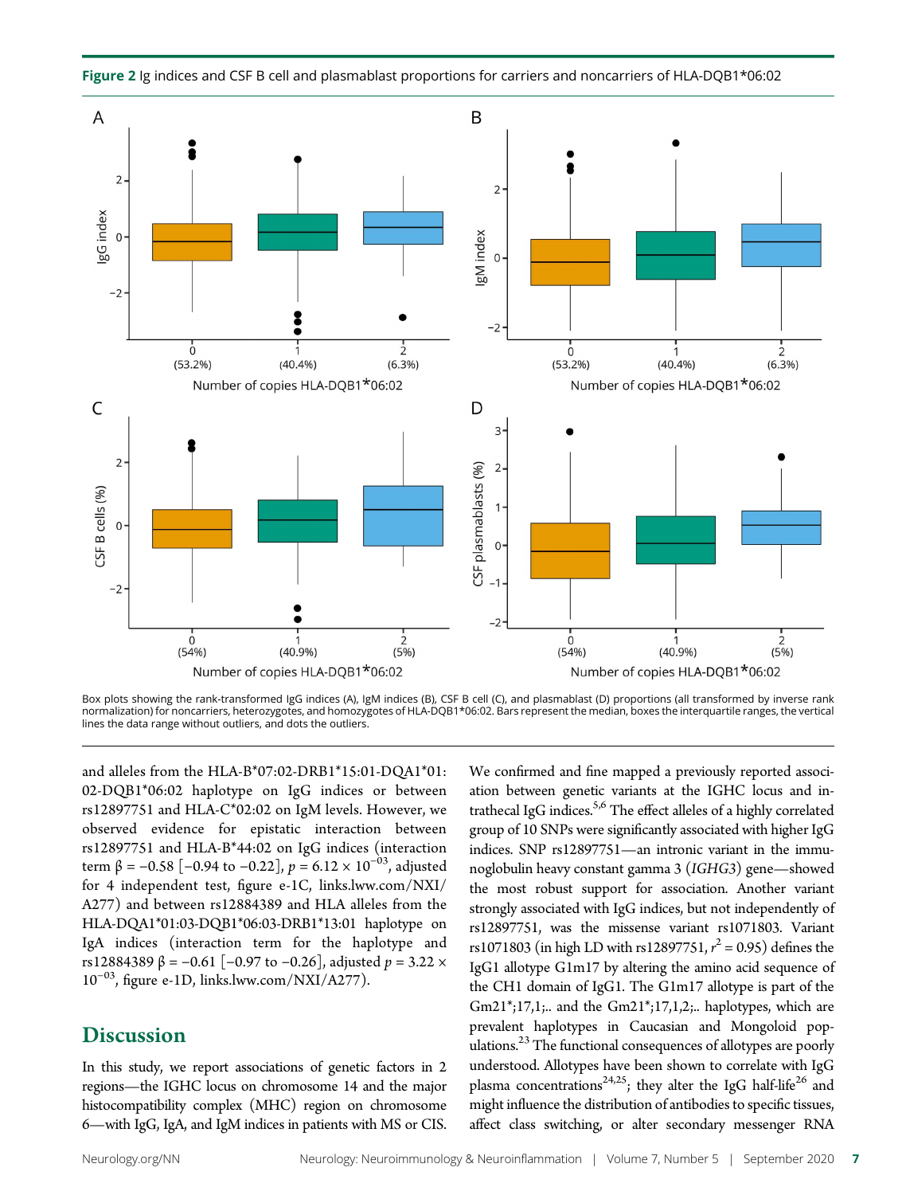**Figure 2** Ig indices and CSF B cell and plasmablast proportions for carriers and noncarriers of HLA-DQB1*06:02

Box plots showing the rank-transformed IgG indices (A), IgM indices (B), CSF B cell (C), and plasmablast (D) proportions (all transformed by inverse rank normalization) for noncarriers, heterozygotes, and homozygotes of HLA-DQB1*06:02. Bars represent the median, boxes the interquartile ranges, the vertical lines the data range without outliers, and dots the outliers.

and alleles from the HLA-B*07:02-DRB1*15:01-DQA1*01:02-DQB1*06:02 haplotype on IgG indices or between rs12897751 and HLA-C*02:02 on IgM levels. However, we observed evidence for epistatic interaction between rs12897751 and HLA-B*44:02 on IgG indices (interaction term $\beta = -0.58$ [$-0.94$ to $-0.22$], $p = 6.12 \times 10^{-03}$, adjusted for 4 independent test, figure e-1C, links.lww.com/NXI/A277) and between rs12884389 and HLA alleles from the HLA-DQA1*01:03-DQB1*06:03-DRB1*13:01 haplotype on IgA indices (interaction term for the haplotype and rs12884389 $\beta = -0.61$ [$-0.97$ to $-0.26$], adjusted $p = 3.22 \times 10^{-03}$, figure e-1D, links.lww.com/NXI/A277).

## Discussion

In this study, we report associations of genetic factors in 2 regions—the IGHC locus on chromosome 14 and the major histocompatibility complex (MHC) region on chromosome 6—with IgG, IgA, and IgM indices in patients with MS or CIS. We confirmed and fine mapped a previously reported association between genetic variants at the IGHC locus and intrathecal IgG indices.[5,6] The effect alleles of a highly correlated group of 10 SNPs were significantly associated with higher IgG indices. SNP rs12897751—an intronic variant in the immunoglobulin heavy constant gamma 3 (*IGHG3*) gene—showed the most robust support for association. Another variant strongly associated with IgG indices, but not independently of rs12897751, was the missense variant rs1071803. Variant rs1071803 (in high LD with rs12897751, $r^2 = 0.95$) defines the IgG1 allotype G1m17 by altering the amino acid sequence of the CH1 domain of IgG1. The G1m17 allotype is part of the Gm21*;17,1;.. and the Gm21*;17,1,2;.. haplotypes, which are prevalent haplotypes in Caucasian and Mongoloid populations.[23] The functional consequences of allotypes are poorly understood. Allotypes have been shown to correlate with IgG plasma concentrations[24,25]; they alter the IgG half-life[26] and might influence the distribution of antibodies to specific tissues, affect class switching, or alter secondary messenger RNA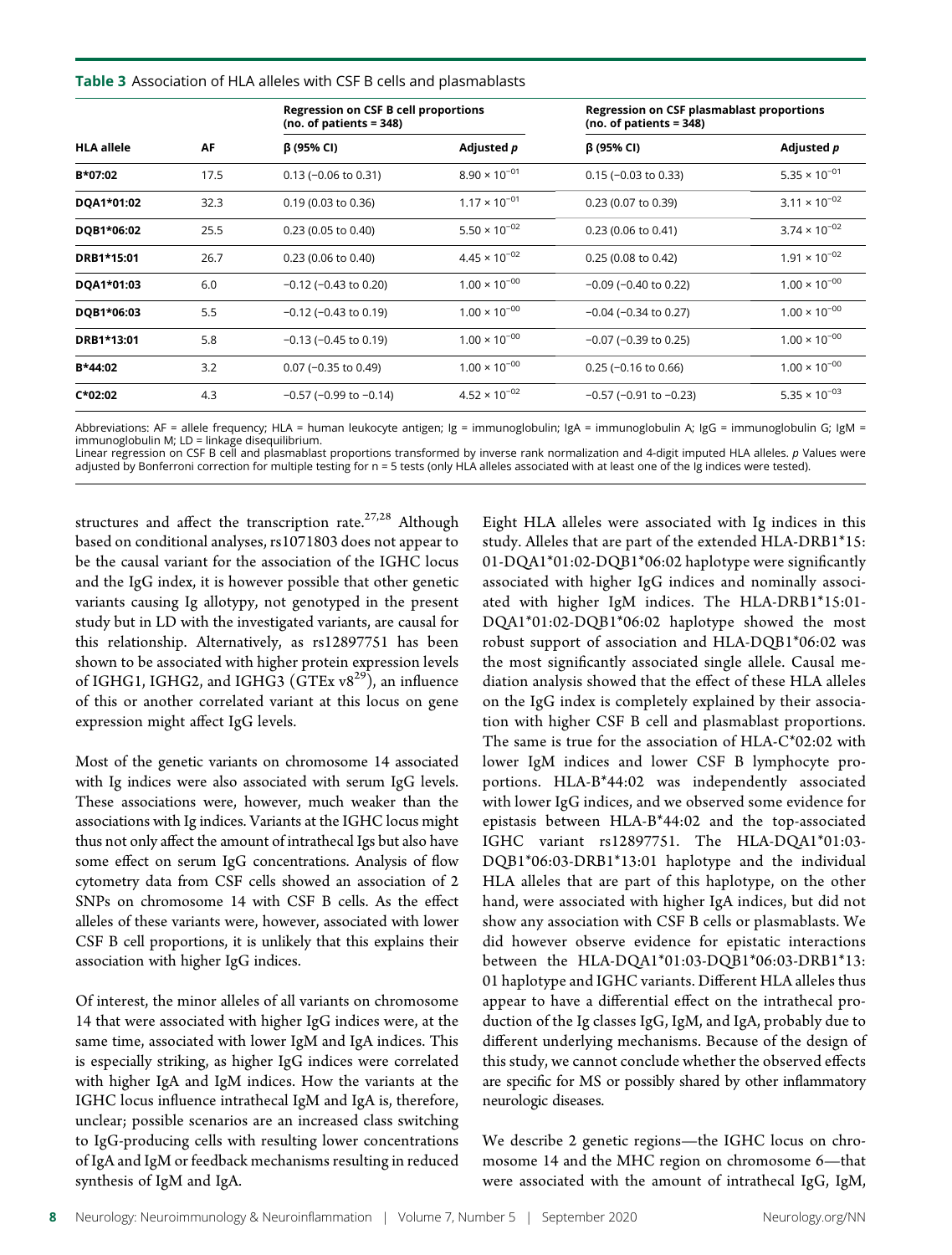**Table 3** Association of HLA alleles with CSF B cells and plasmablasts

| HLA allele | AF | Regression on CSF B cell proportions (no. of patients = 348) | | Regression on CSF plasmablast proportions (no. of patients = 348) | |
|---|---|---|---|---|---|
| | | β (95% CI) | Adjusted p | β (95% CI) | Adjusted p |
| **B*07:02** | 17.5 | 0.13 (−0.06 to 0.31) | $8.90 \times 10^{-01}$ | 0.15 (−0.03 to 0.33) | $5.35 \times 10^{-01}$ |
| **DQA1*01:02** | 32.3 | 0.19 (0.03 to 0.36) | $1.17 \times 10^{-01}$ | 0.23 (0.07 to 0.39) | $3.11 \times 10^{-02}$ |
| **DQB1*06:02** | 25.5 | 0.23 (0.05 to 0.40) | $5.50 \times 10^{-02}$ | 0.23 (0.06 to 0.41) | $3.74 \times 10^{-02}$ |
| **DRB1*15:01** | 26.7 | 0.23 (0.06 to 0.40) | $4.45 \times 10^{-02}$ | 0.25 (0.08 to 0.42) | $1.91 \times 10^{-02}$ |
| **DQA1*01:03** | 6.0 | −0.12 (−0.43 to 0.20) | $1.00 \times 10^{-00}$ | −0.09 (−0.40 to 0.22) | $1.00 \times 10^{-00}$ |
| **DQB1*06:03** | 5.5 | −0.12 (−0.43 to 0.19) | $1.00 \times 10^{-00}$ | −0.04 (−0.34 to 0.27) | $1.00 \times 10^{-00}$ |
| **DRB1*13:01** | 5.8 | −0.13 (−0.45 to 0.19) | $1.00 \times 10^{-00}$ | −0.07 (−0.39 to 0.25) | $1.00 \times 10^{-00}$ |
| **B*44:02** | 3.2 | 0.07 (−0.35 to 0.49) | $1.00 \times 10^{-00}$ | 0.25 (−0.16 to 0.66) | $1.00 \times 10^{-00}$ |
| **C*02:02** | 4.3 | −0.57 (−0.99 to −0.14) | $4.52 \times 10^{-02}$ | −0.57 (−0.91 to −0.23) | $5.35 \times 10^{-03}$ |

Abbreviations: AF = allele frequency; HLA = human leukocyte antigen; Ig = immunoglobulin; IgA = immunoglobulin A; IgG = immunoglobulin G; IgM = immunoglobulin M; LD = linkage disequilibrium.
Linear regression on CSF B cell and plasmablast proportions transformed by inverse rank normalization and 4-digit imputed HLA alleles. p Values were adjusted by Bonferroni correction for multiple testing for n = 5 tests (only HLA alleles associated with at least one of the Ig indices were tested).

structures and affect the transcription rate.[27,28] Although based on conditional analyses, rs1071803 does not appear to be the causal variant for the association of the IGHC locus and the IgG index, it is however possible that other genetic variants causing Ig allotypy, not genotyped in the present study but in LD with the investigated variants, are causal for this relationship. Alternatively, as rs12897751 has been shown to be associated with higher protein expression levels of IGHG1, IGHG2, and IGHG3 (GTEx v8[29]), an influence of this or another correlated variant at this locus on gene expression might affect IgG levels.

Most of the genetic variants on chromosome 14 associated with Ig indices were also associated with serum IgG levels. These associations were, however, much weaker than the associations with Ig indices. Variants at the IGHC locus might thus not only affect the amount of intrathecal Igs but also have some effect on serum IgG concentrations. Analysis of flow cytometry data from CSF cells showed an association of 2 SNPs on chromosome 14 with CSF B cells. As the effect alleles of these variants were, however, associated with lower CSF B cell proportions, it is unlikely that this explains their association with higher IgG indices.

Of interest, the minor alleles of all variants on chromosome 14 that were associated with higher IgG indices were, at the same time, associated with lower IgM and IgA indices. This is especially striking, as higher IgG indices were correlated with higher IgA and IgM indices. How the variants at the IGHC locus influence intrathecal IgM and IgA is, therefore, unclear; possible scenarios are an increased class switching to IgG-producing cells with resulting lower concentrations of IgA and IgM or feedback mechanisms resulting in reduced synthesis of IgM and IgA.

Eight HLA alleles were associated with Ig indices in this study. Alleles that are part of the extended HLA-DRB1*15:01-DQA1*01:02-DQB1*06:02 haplotype were significantly associated with higher IgG indices and nominally associated with higher IgM indices. The HLA-DRB1*15:01-DQA1*01:02-DQB1*06:02 haplotype showed the most robust support of association and HLA-DQB1*06:02 was the most significantly associated single allele. Causal mediation analysis showed that the effect of these HLA alleles on the IgG index is completely explained by their association with higher CSF B cell and plasmablast proportions. The same is true for the association of HLA-C*02:02 with lower IgM indices and lower CSF B lymphocyte proportions. HLA-B*44:02 was independently associated with lower IgG indices, and we observed some evidence for epistasis between HLA-B*44:02 and the top-associated IGHC variant rs12897751. The HLA-DQA1*01:03-DQB1*06:03-DRB1*13:01 haplotype and the individual HLA alleles that are part of this haplotype, on the other hand, were associated with higher IgA indices, but did not show any association with CSF B cells or plasmablasts. We did however observe evidence for epistatic interactions between the HLA-DQA1*01:03-DQB1*06:03-DRB1*13:01 haplotype and IGHC variants. Different HLA alleles thus appear to have a differential effect on the intrathecal production of the Ig classes IgG, IgM, and IgA, probably due to different underlying mechanisms. Because of the design of this study, we cannot conclude whether the observed effects are specific for MS or possibly shared by other inflammatory neurologic diseases.

We describe 2 genetic regions—the IGHC locus on chromosome 14 and the MHC region on chromosome 6—that were associated with the amount of intrathecal IgG, IgM,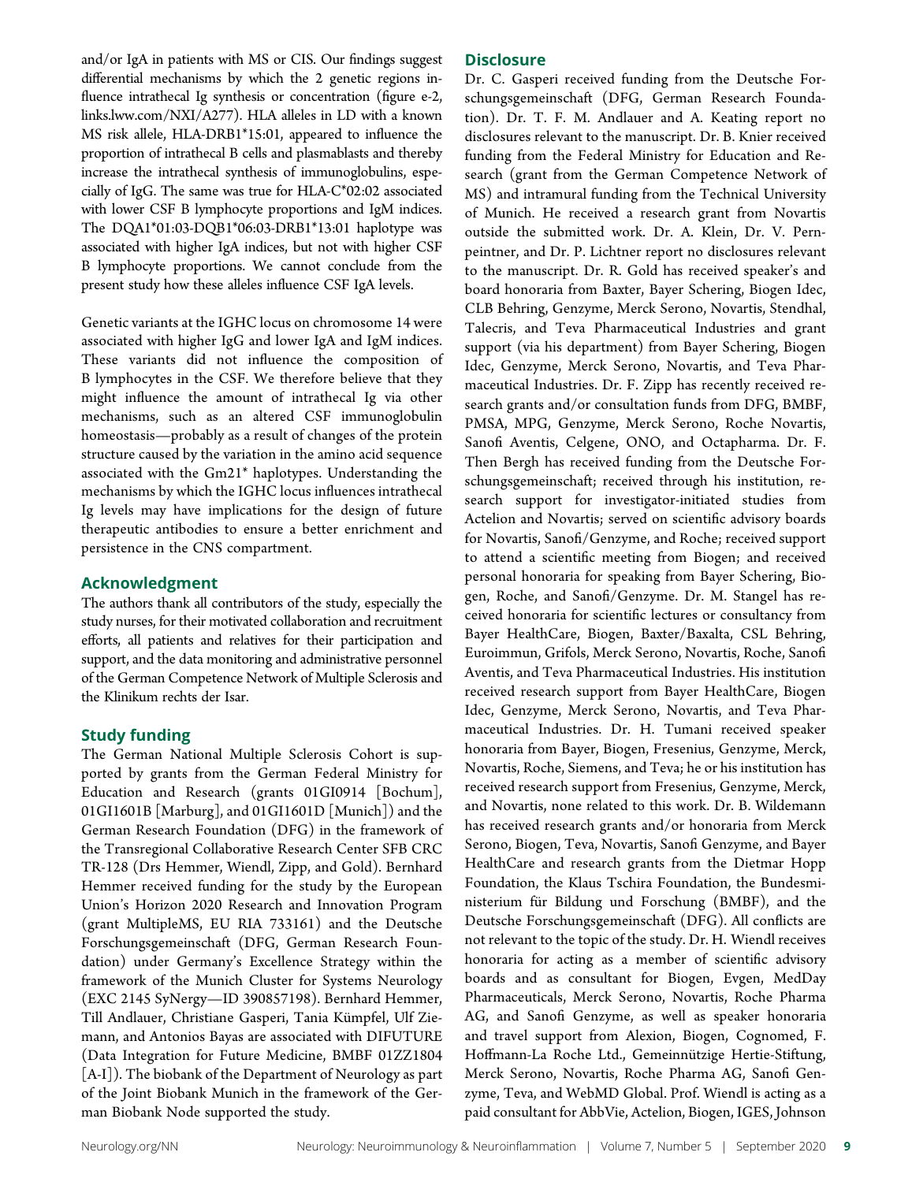and/or IgA in patients with MS or CIS. Our findings suggest differential mechanisms by which the 2 genetic regions influence intrathecal Ig synthesis or concentration (figure e-2, links.lww.com/NXI/A277). HLA alleles in LD with a known MS risk allele, HLA-DRB1*15:01, appeared to influence the proportion of intrathecal B cells and plasmablasts and thereby increase the intrathecal synthesis of immunoglobulins, especially of IgG. The same was true for HLA-C*02:02 associated with lower CSF B lymphocyte proportions and IgM indices. The DQA1*01:03-DQB1*06:03-DRB1*13:01 haplotype was associated with higher IgA indices, but not with higher CSF B lymphocyte proportions. We cannot conclude from the present study how these alleles influence CSF IgA levels.

Genetic variants at the IGHC locus on chromosome 14 were associated with higher IgG and lower IgA and IgM indices. These variants did not influence the composition of B lymphocytes in the CSF. We therefore believe that they might influence the amount of intrathecal Ig via other mechanisms, such as an altered CSF immunoglobulin homeostasis—probably as a result of changes of the protein structure caused by the variation in the amino acid sequence associated with the Gm21* haplotypes. Understanding the mechanisms by which the IGHC locus influences intrathecal Ig levels may have implications for the design of future therapeutic antibodies to ensure a better enrichment and persistence in the CNS compartment.

## Acknowledgment

The authors thank all contributors of the study, especially the study nurses, for their motivated collaboration and recruitment efforts, all patients and relatives for their participation and support, and the data monitoring and administrative personnel of the German Competence Network of Multiple Sclerosis and the Klinikum rechts der Isar.

## Study funding

The German National Multiple Sclerosis Cohort is supported by grants from the German Federal Ministry for Education and Research (grants 01GI0914 [Bochum], 01GI1601B [Marburg], and 01GI1601D [Munich]) and the German Research Foundation (DFG) in the framework of the Transregional Collaborative Research Center SFB CRC TR-128 (Drs Hemmer, Wiendl, Zipp, and Gold). Bernhard Hemmer received funding for the study by the European Union's Horizon 2020 Research and Innovation Program (grant MultipleMS, EU RIA 733161) and the Deutsche Forschungsgemeinschaft (DFG, German Research Foundation) under Germany's Excellence Strategy within the framework of the Munich Cluster for Systems Neurology (EXC 2145 SyNergy—ID 390857198). Bernhard Hemmer, Till Andlauer, Christiane Gasperi, Tania Kümpfel, Ulf Ziemann, and Antonios Bayas are associated with DIFUTURE (Data Integration for Future Medicine, BMBF 01ZZ1804 [A-I]). The biobank of the Department of Neurology as part of the Joint Biobank Munich in the framework of the German Biobank Node supported the study.

## Disclosure

Dr. C. Gasperi received funding from the Deutsche Forschungsgemeinschaft (DFG, German Research Foundation). Dr. T. F. M. Andlauer and A. Keating report no disclosures relevant to the manuscript. Dr. B. Knier received funding from the Federal Ministry for Education and Research (grant from the German Competence Network of MS) and intramural funding from the Technical University of Munich. He received a research grant from Novartis outside the submitted work. Dr. A. Klein, Dr. V. Pernpeintner, and Dr. P. Lichtner report no disclosures relevant to the manuscript. Dr. R. Gold has received speaker's and board honoraria from Baxter, Bayer Schering, Biogen Idec, CLB Behring, Genzyme, Merck Serono, Novartis, Stendhal, Talecris, and Teva Pharmaceutical Industries and grant support (via his department) from Bayer Schering, Biogen Idec, Genzyme, Merck Serono, Novartis, and Teva Pharmaceutical Industries. Dr. F. Zipp has recently received research grants and/or consultation funds from DFG, BMBF, PMSA, MPG, Genzyme, Merck Serono, Roche Novartis, Sanofi Aventis, Celgene, ONO, and Octapharma. Dr. F. Then Bergh has received funding from the Deutsche Forschungsgemeinschaft; received through his institution, research support for investigator-initiated studies from Actelion and Novartis; served on scientific advisory boards for Novartis, Sanofi/Genzyme, and Roche; received support to attend a scientific meeting from Biogen; and received personal honoraria for speaking from Bayer Schering, Biogen, Roche, and Sanofi/Genzyme. Dr. M. Stangel has received honoraria for scientific lectures or consultancy from Bayer HealthCare, Biogen, Baxter/Baxalta, CSL Behring, Euroimmun, Grifols, Merck Serono, Novartis, Roche, Sanofi Aventis, and Teva Pharmaceutical Industries. His institution received research support from Bayer HealthCare, Biogen Idec, Genzyme, Merck Serono, Novartis, and Teva Pharmaceutical Industries. Dr. H. Tumani received speaker honoraria from Bayer, Biogen, Fresenius, Genzyme, Merck, Novartis, Roche, Siemens, and Teva; he or his institution has received research support from Fresenius, Genzyme, Merck, and Novartis, none related to this work. Dr. B. Wildemann has received research grants and/or honoraria from Merck Serono, Biogen, Teva, Novartis, Sanofi Genzyme, and Bayer HealthCare and research grants from the Dietmar Hopp Foundation, the Klaus Tschira Foundation, the Bundesministerium für Bildung und Forschung (BMBF), and the Deutsche Forschungsgemeinschaft (DFG). All conflicts are not relevant to the topic of the study. Dr. H. Wiendl receives honoraria for acting as a member of scientific advisory boards and as consultant for Biogen, Evgen, MedDay Pharmaceuticals, Merck Serono, Novartis, Roche Pharma AG, and Sanofi Genzyme, as well as speaker honoraria and travel support from Alexion, Biogen, Cognomed, F. Hoffmann-La Roche Ltd., Gemeinnützige Hertie-Stiftung, Merck Serono, Novartis, Roche Pharma AG, Sanofi Genzyme, Teva, and WebMD Global. Prof. Wiendl is acting as a paid consultant for AbbVie, Actelion, Biogen, IGES, Johnson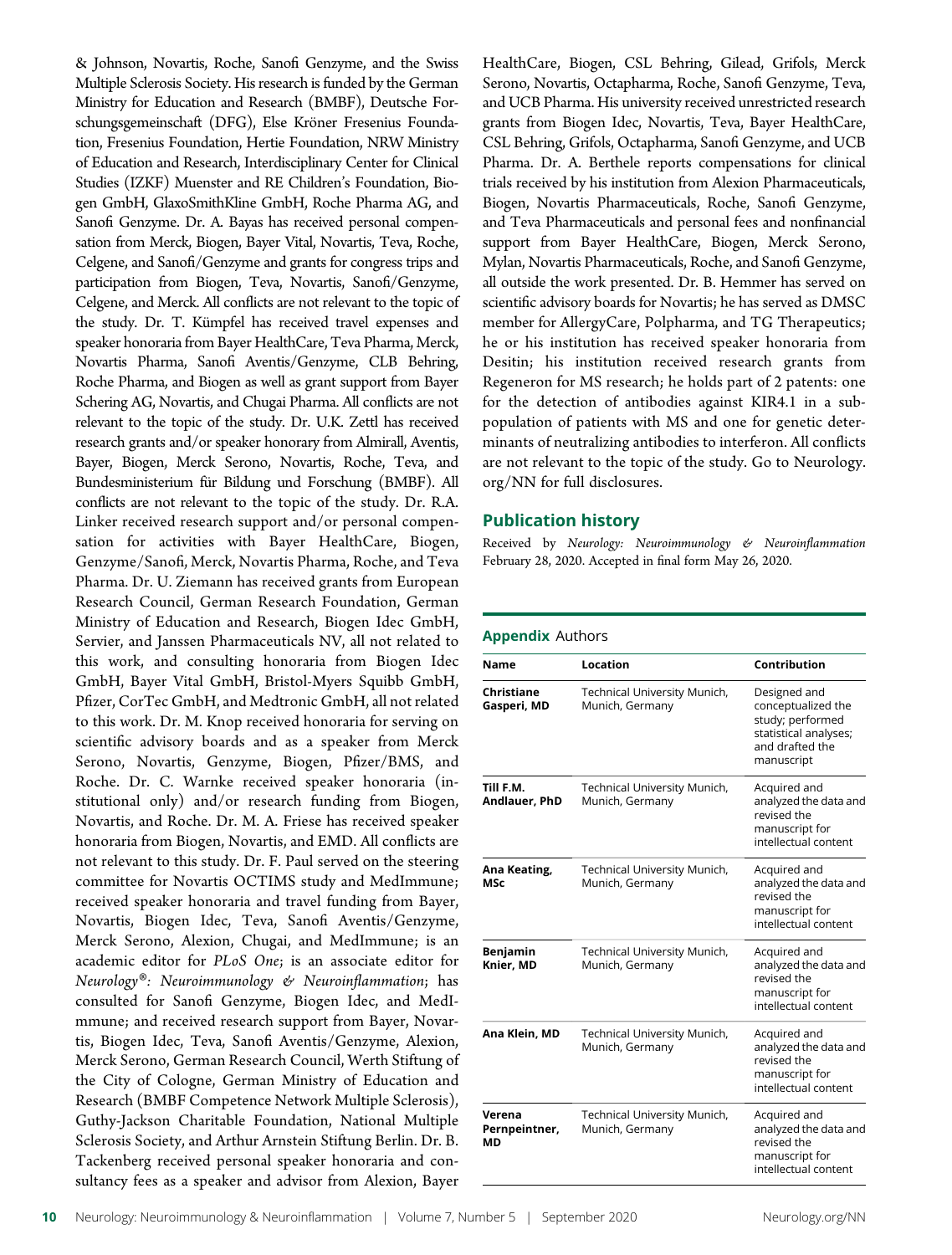& Johnson, Novartis, Roche, Sanofi Genzyme, and the Swiss Multiple Sclerosis Society. His research is funded by the German Ministry for Education and Research (BMBF), Deutsche Forschungsgemeinschaft (DFG), Else Kröner Fresenius Foundation, Fresenius Foundation, Hertie Foundation, NRW Ministry of Education and Research, Interdisciplinary Center for Clinical Studies (IZKF) Muenster and RE Children's Foundation, Biogen GmbH, GlaxoSmithKline GmbH, Roche Pharma AG, and Sanofi Genzyme. Dr. A. Bayas has received personal compensation from Merck, Biogen, Bayer Vital, Novartis, Teva, Roche, Celgene, and Sanofi/Genzyme and grants for congress trips and participation from Biogen, Teva, Novartis, Sanofi/Genzyme, Celgene, and Merck. All conflicts are not relevant to the topic of the study. Dr. T. Kümpfel has received travel expenses and speaker honoraria from Bayer HealthCare, Teva Pharma, Merck, Novartis Pharma, Sanofi Aventis/Genzyme, CLB Behring, Roche Pharma, and Biogen as well as grant support from Bayer Schering AG, Novartis, and Chugai Pharma. All conflicts are not relevant to the topic of the study. Dr. U.K. Zettl has received research grants and/or speaker honorary from Almirall, Aventis, Bayer, Biogen, Merck Serono, Novartis, Roche, Teva, and Bundesministerium für Bildung und Forschung (BMBF). All conflicts are not relevant to the topic of the study. Dr. R.A. Linker received research support and/or personal compensation for activities with Bayer HealthCare, Biogen, Genzyme/Sanofi, Merck, Novartis Pharma, Roche, and Teva Pharma. Dr. U. Ziemann has received grants from European Research Council, German Research Foundation, German Ministry of Education and Research, Biogen Idec GmbH, Servier, and Janssen Pharmaceuticals NV, all not related to this work, and consulting honoraria from Biogen Idec GmbH, Bayer Vital GmbH, Bristol-Myers Squibb GmbH, Pfizer, CorTec GmbH, and Medtronic GmbH, all not related to this work. Dr. M. Knop received honoraria for serving on scientific advisory boards and as a speaker from Merck Serono, Novartis, Genzyme, Biogen, Pfizer/BMS, and Roche. Dr. C. Warnke received speaker honoraria (institutional only) and/or research funding from Biogen, Novartis, and Roche. Dr. M. A. Friese has received speaker honoraria from Biogen, Novartis, and EMD. All conflicts are not relevant to this study. Dr. F. Paul served on the steering committee for Novartis OCTIMS study and MedImmune; received speaker honoraria and travel funding from Bayer, Novartis, Biogen Idec, Teva, Sanofi Aventis/Genzyme, Merck Serono, Alexion, Chugai, and MedImmune; is an academic editor for *PLoS One*; is an associate editor for *Neurology®: Neuroimmunology & Neuroinflammation*; has consulted for Sanofi Genzyme, Biogen Idec, and MedImmune; and received research support from Bayer, Novartis, Biogen Idec, Teva, Sanofi Aventis/Genzyme, Alexion, Merck Serono, German Research Council, Werth Stiftung of the City of Cologne, German Ministry of Education and Research (BMBF Competence Network Multiple Sclerosis), Guthy-Jackson Charitable Foundation, National Multiple Sclerosis Society, and Arthur Arnstein Stiftung Berlin. Dr. B. Tackenberg received personal speaker honoraria and consultancy fees as a speaker and advisor from Alexion, Bayer HealthCare, Biogen, CSL Behring, Gilead, Grifols, Merck Serono, Novartis, Octapharma, Roche, Sanofi Genzyme, Teva, and UCB Pharma. His university received unrestricted research grants from Biogen Idec, Novartis, Teva, Bayer HealthCare, CSL Behring, Grifols, Octapharma, Sanofi Genzyme, and UCB Pharma. Dr. A. Berthele reports compensations for clinical trials received by his institution from Alexion Pharmaceuticals, Biogen, Novartis Pharmaceuticals, Roche, Sanofi Genzyme, and Teva Pharmaceuticals and personal fees and nonfinancial support from Bayer HealthCare, Biogen, Merck Serono, Mylan, Novartis Pharmaceuticals, Roche, and Sanofi Genzyme, all outside the work presented. Dr. B. Hemmer has served on scientific advisory boards for Novartis; he has served as DMSC member for AllergyCare, Polpharma, and TG Therapeutics; he or his institution has received speaker honoraria from Desitin; his institution received research grants from Regeneron for MS research; he holds part of 2 patents: one for the detection of antibodies against KIR4.1 in a subpopulation of patients with MS and one for genetic determinants of neutralizing antibodies to interferon. All conflicts are not relevant to the topic of the study. Go to Neurology.org/NN for full disclosures.

## Publication history

Received by *Neurology: Neuroimmunology & Neuroinflammation* February 28, 2020. Accepted in final form May 26, 2020.

**Appendix** Authors

| Name | Location | Contribution |
| --- | --- | --- |
| **Christiane Gasperi, MD** | Technical University Munich, Munich, Germany | Designed and conceptualized the study; performed statistical analyses; and drafted the manuscript |
| **Till F.M. Andlauer, PhD** | Technical University Munich, Munich, Germany | Acquired and analyzed the data and revised the manuscript for intellectual content |
| **Ana Keating, MSc** | Technical University Munich, Munich, Germany | Acquired and analyzed the data and revised the manuscript for intellectual content |
| **Benjamin Knier, MD** | Technical University Munich, Munich, Germany | Acquired and analyzed the data and revised the manuscript for intellectual content |
| **Ana Klein, MD** | Technical University Munich, Munich, Germany | Acquired and analyzed the data and revised the manuscript for intellectual content |
| **Verena Pernpeintner, MD** | Technical University Munich, Munich, Germany | Acquired and analyzed the data and revised the manuscript for intellectual content |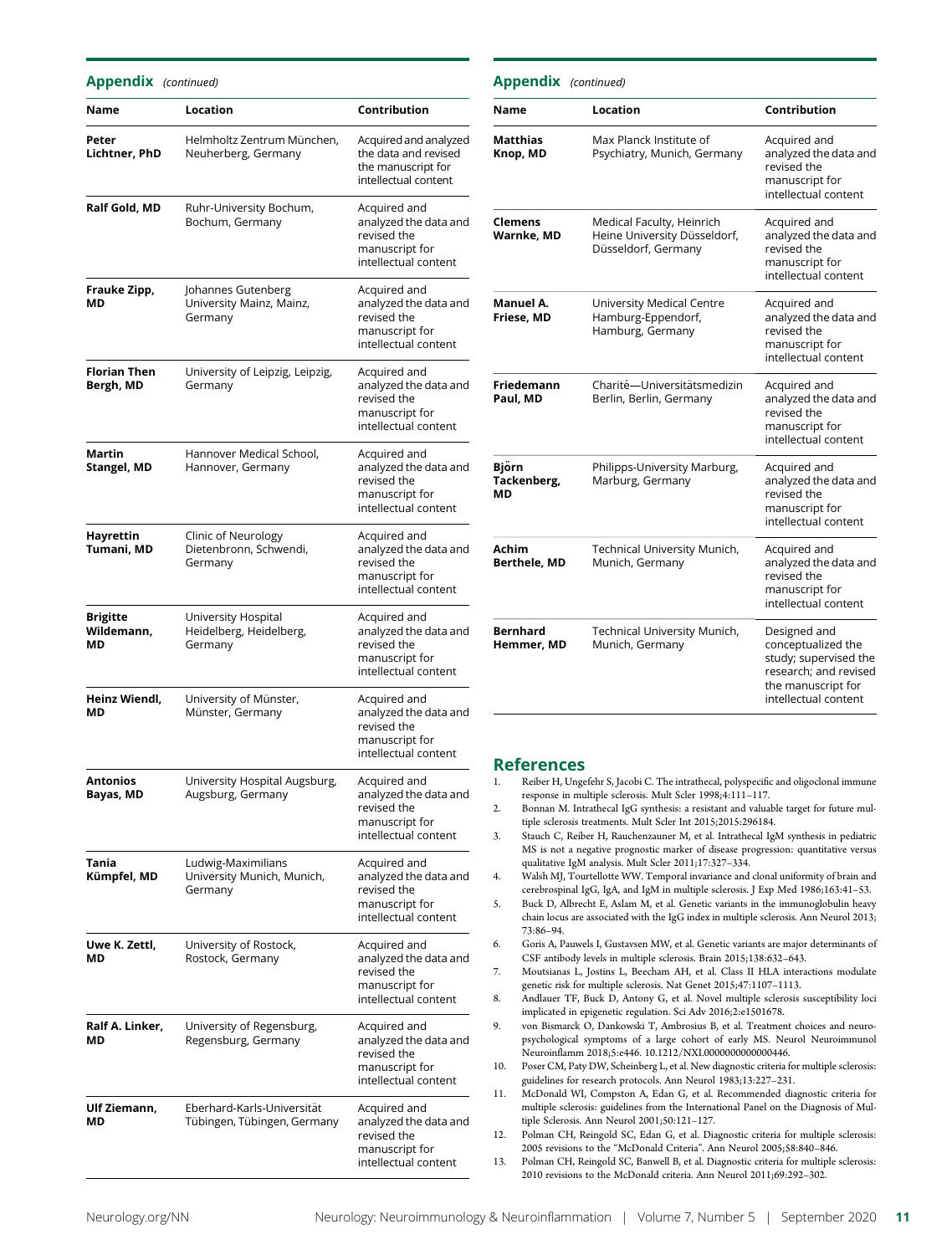## Appendix (continued)

| Name | Location | Contribution |
| --- | --- | --- |
| **Peter Lichtner, PhD** | Helmholtz Zentrum München, Neuherberg, Germany | Acquired and analyzed the data and revised the manuscript for intellectual content |
| **Ralf Gold, MD** | Ruhr-University Bochum, Bochum, Germany | Acquired and analyzed the data and revised the manuscript for intellectual content |
| **Frauke Zipp, MD** | Johannes Gutenberg University Mainz, Mainz, Germany | Acquired and analyzed the data and revised the manuscript for intellectual content |
| **Florian Then Bergh, MD** | University of Leipzig, Leipzig, Germany | Acquired and analyzed the data and revised the manuscript for intellectual content |
| **Martin Stangel, MD** | Hannover Medical School, Hannover, Germany | Acquired and analyzed the data and revised the manuscript for intellectual content |
| **Hayrettin Tumani, MD** | Clinic of Neurology Dietenbronn, Schwendi, Germany | Acquired and analyzed the data and revised the manuscript for intellectual content |
| **Brigitte Wildemann, MD** | University Hospital Heidelberg, Heidelberg, Germany | Acquired and analyzed the data and revised the manuscript for intellectual content |
| **Heinz Wiendl, MD** | University of Münster, Münster, Germany | Acquired and analyzed the data and revised the manuscript for intellectual content |
| **Antonios Bayas, MD** | University Hospital Augsburg, Augsburg, Germany | Acquired and analyzed the data and revised the manuscript for intellectual content |
| **Tania Kümpfel, MD** | Ludwig-Maximilians University Munich, Munich, Germany | Acquired and analyzed the data and revised the manuscript for intellectual content |
| **Uwe K. Zettl, MD** | University of Rostock, Rostock, Germany | Acquired and analyzed the data and revised the manuscript for intellectual content |
| **Ralf A. Linker, MD** | University of Regensburg, Regensburg, Germany | Acquired and analyzed the data and revised the manuscript for intellectual content |
| **Ulf Ziemann, MD** | Eberhard-Karls-Universität Tübingen, Tübingen, Germany | Acquired and analyzed the data and revised the manuscript for intellectual content |
| **Matthias Knop, MD** | Max Planck Institute of Psychiatry, Munich, Germany | Acquired and analyzed the data and revised the manuscript for intellectual content |
| **Clemens Warnke, MD** | Medical Faculty, Heinrich Heine University Düsseldorf, Düsseldorf, Germany | Acquired and analyzed the data and revised the manuscript for intellectual content |
| **Manuel A. Friese, MD** | University Medical Centre Hamburg-Eppendorf, Hamburg, Germany | Acquired and analyzed the data and revised the manuscript for intellectual content |
| **Friedemann Paul, MD** | Charité—Universitätsmedizin Berlin, Berlin, Germany | Acquired and analyzed the data and revised the manuscript for intellectual content |
| **Björn Tackenberg, MD** | Philipps-University Marburg, Marburg, Germany | Acquired and analyzed the data and revised the manuscript for intellectual content |
| **Achim Berthele, MD** | Technical University Munich, Munich, Germany | Acquired and analyzed the data and revised the manuscript for intellectual content |
| **Bernhard Hemmer, MD** | Technical University Munich, Munich, Germany | Designed and conceptualized the study; supervised the research; and revised the manuscript for intellectual content |

## References

1. Reiber H, Ungefehr S, Jacobi C. The intrathecal, polyspecific and oligoclonal immune response in multiple sclerosis. Mult Scler 1998;4:111–117.
2. Bonnan M. Intrathecal IgG synthesis: a resistant and valuable target for future multiple sclerosis treatments. Mult Scler Int 2015;2015:296184.
3. Stauch C, Reiber H, Rauchenzauner M, et al. Intrathecal IgM synthesis in pediatric MS is not a negative prognostic marker of disease progression: quantitative versus qualitative IgM analysis. Mult Scler 2011;17:327–334.
4. Walsh MJ, Tourtellotte WW. Temporal invariance and clonal uniformity of brain and cerebrospinal IgG, IgA, and IgM in multiple sclerosis. J Exp Med 1986;163:41–53.
5. Buck D, Albrecht E, Aslam M, et al. Genetic variants in the immunoglobulin heavy chain locus are associated with the IgG index in multiple sclerosis. Ann Neurol 2013;73:86–94.
6. Goris A, Pauwels I, Gustavsen MW, et al. Genetic variants are major determinants of CSF antibody levels in multiple sclerosis. Brain 2015;138:632–643.
7. Moutsianas L, Jostins L, Beecham AH, et al. Class II HLA interactions modulate genetic risk for multiple sclerosis. Nat Genet 2015;47:1107–1113.
8. Andlauer TF, Buck D, Antony G, et al. Novel multiple sclerosis susceptibility loci implicated in epigenetic regulation. Sci Adv 2016;2:e1501678.
9. von Bismarck O, Dankowski T, Ambrosius B, et al. Treatment choices and neuropsychological symptoms of a large cohort of early MS. Neurol Neuroimmunol Neuroinflamm 2018;5:e446. 10.1212/NXI.0000000000000446.
10. Poser CM, Paty DW, Scheinberg L, et al. New diagnostic criteria for multiple sclerosis: guidelines for research protocols. Ann Neurol 1983;13:227–231.
11. McDonald WI, Compston A, Edan G, et al. Recommended diagnostic criteria for multiple sclerosis: guidelines from the International Panel on the Diagnosis of Multiple Sclerosis. Ann Neurol 2001;50:121–127.
12. Polman CH, Reingold SC, Edan G, et al. Diagnostic criteria for multiple sclerosis: 2005 revisions to the "McDonald Criteria". Ann Neurol 2005;58:840–846.
13. Polman CH, Reingold SC, Banwell B, et al. Diagnostic criteria for multiple sclerosis: 2010 revisions to the McDonald criteria. Ann Neurol 2011;69:292–302.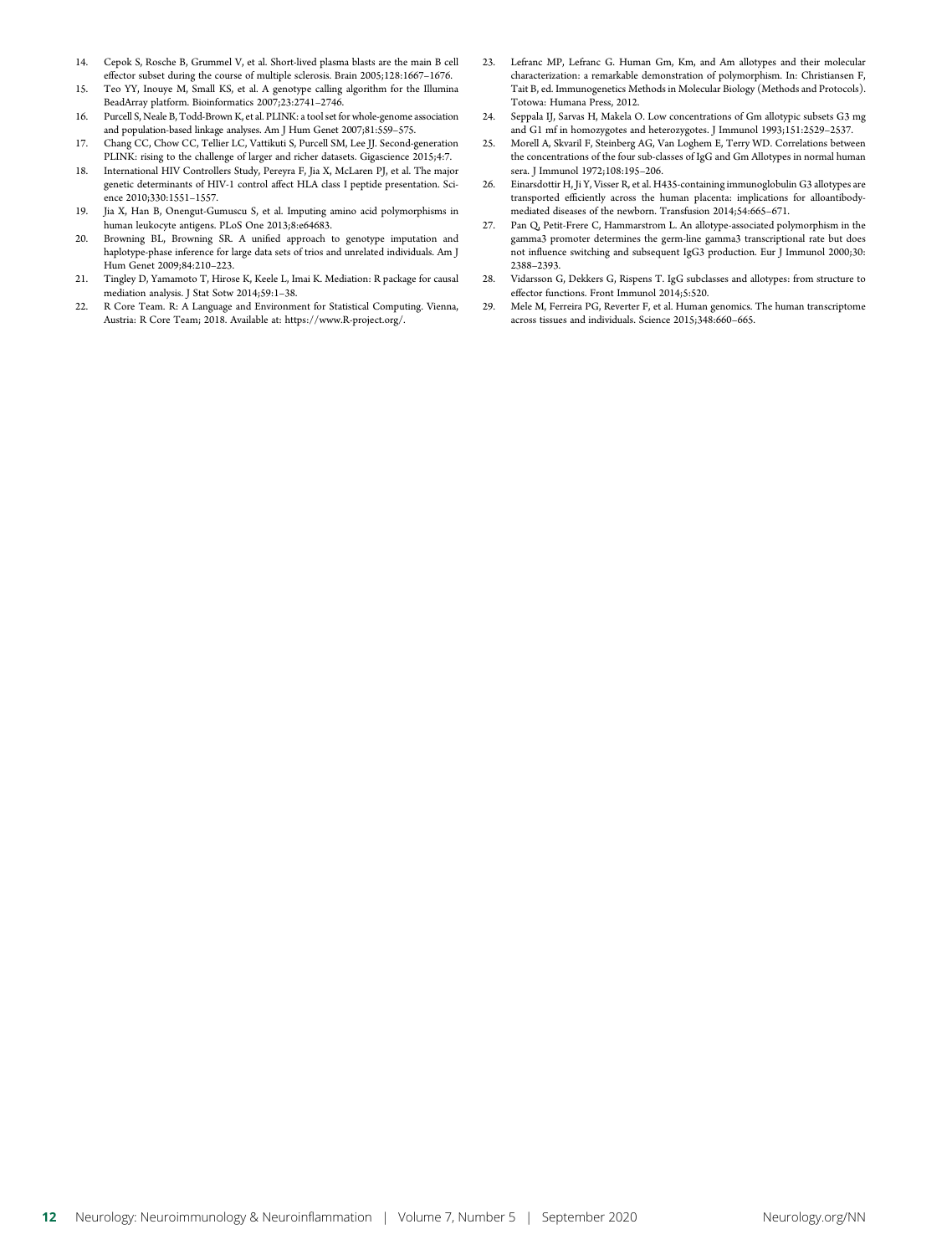14. Cepok S, Rosche B, Grummel V, et al. Short-lived plasma blasts are the main B cell effector subset during the course of multiple sclerosis. Brain 2005;128:1667–1676.
15. Teo YY, Inouye M, Small KS, et al. A genotype calling algorithm for the Illumina BeadArray platform. Bioinformatics 2007;23:2741–2746.
16. Purcell S, Neale B, Todd-Brown K, et al. PLINK: a tool set for whole-genome association and population-based linkage analyses. Am J Hum Genet 2007;81:559–575.
17. Chang CC, Chow CC, Tellier LC, Vattikuti S, Purcell SM, Lee JJ. Second-generation PLINK: rising to the challenge of larger and richer datasets. Gigascience 2015;4:7.
18. International HIV Controllers Study, Pereyra F, Jia X, McLaren PJ, et al. The major genetic determinants of HIV-1 control affect HLA class I peptide presentation. Science 2010;330:1551–1557.
19. Jia X, Han B, Onengut-Gumuscu S, et al. Imputing amino acid polymorphisms in human leukocyte antigens. PLoS One 2013;8:e64683.
20. Browning BL, Browning SR. A unified approach to genotype imputation and haplotype-phase inference for large data sets of trios and unrelated individuals. Am J Hum Genet 2009;84:210–223.
21. Tingley D, Yamamoto T, Hirose K, Keele L, Imai K. Mediation: R package for causal mediation analysis. J Stat Sotw 2014;59:1–38.
22. R Core Team. R: A Language and Environment for Statistical Computing. Vienna, Austria: R Core Team; 2018. Available at: https://www.R-project.org/.
23. Lefranc MP, Lefranc G. Human Gm, Km, and Am allotypes and their molecular characterization: a remarkable demonstration of polymorphism. In: Christiansen F, Tait B, ed. Immunogenetics Methods in Molecular Biology (Methods and Protocols). Totowa: Humana Press, 2012.
24. Seppala IJ, Sarvas H, Makela O. Low concentrations of Gm allotypic subsets G3 mg and G1 mf in homozygotes and heterozygotes. J Immunol 1993;151:2529–2537.
25. Morell A, Skvaril F, Steinberg AG, Van Loghem E, Terry WD. Correlations between the concentrations of the four sub-classes of IgG and Gm Allotypes in normal human sera. J Immunol 1972;108:195–206.
26. Einarsdottir H, Ji Y, Visser R, et al. H435-containing immunoglobulin G3 allotypes are transported efficiently across the human placenta: implications for alloantibody-mediated diseases of the newborn. Transfusion 2014;54:665–671.
27. Pan Q, Petit-Frere C, Hammarstrom L. An allotype-associated polymorphism in the gamma3 promoter determines the germ-line gamma3 transcriptional rate but does not influence switching and subsequent IgG3 production. Eur J Immunol 2000;30: 2388–2393.
28. Vidarsson G, Dekkers G, Rispens T. IgG subclasses and allotypes: from structure to effector functions. Front Immunol 2014;5:520.
29. Mele M, Ferreira PG, Reverter F, et al. Human genomics. The human transcriptome across tissues and individuals. Science 2015;348:660–665.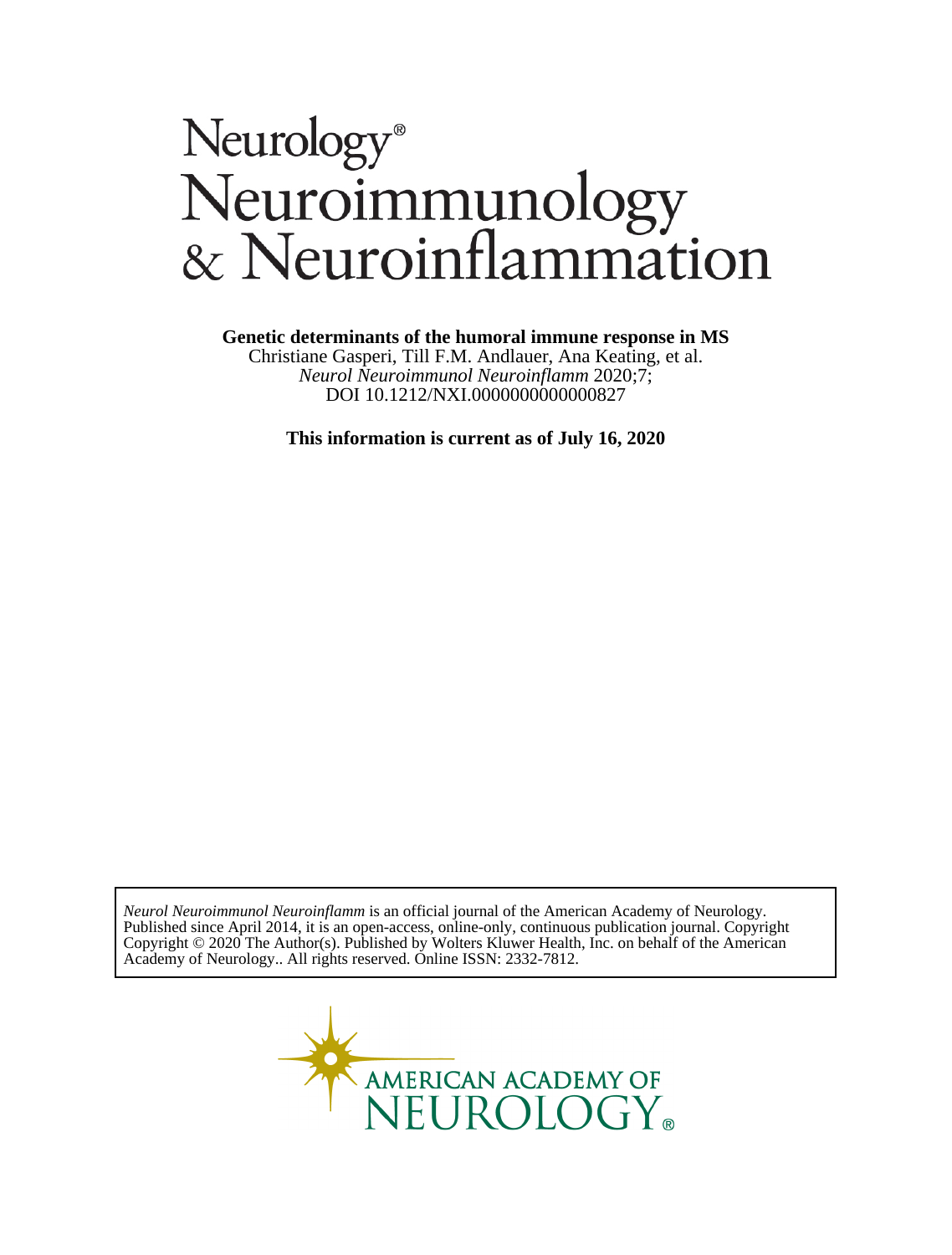# Neurology® Neuroimmunology & Neuroinflammation

**Genetic determinants of the humoral immune response in MS**

Christiane Gasperi, Till F.M. Andlauer, Ana Keating, et al.

*Neurol Neuroimmunol Neuroinflamm* 2020;7;

DOI 10.1212/NXI.0000000000000827

**This information is current as of July 16, 2020**

*Neurol Neuroimmunol Neuroinflamm* is an official journal of the American Academy of Neurology. Published since April 2014, it is an open-access, online-only, continuous publication journal. Copyright Copyright © 2020 The Author(s). Published by Wolters Kluwer Health, Inc. on behalf of the American Academy of Neurology.. All rights reserved. Online ISSN: 2332-7812.

AMERICAN ACADEMY OF NEUROLOGY®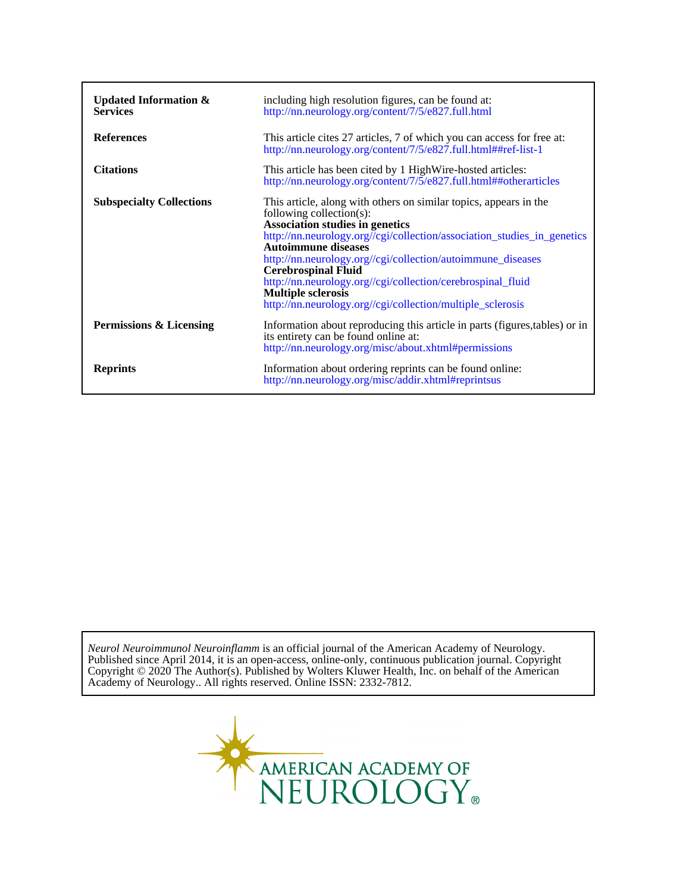| | |
|---|---|
| **Updated Information & Services** | including high resolution figures, can be found at: http://nn.neurology.org/content/7/5/e827.full.html |
| **References** | This article cites 27 articles, 7 of which you can access for free at: http://nn.neurology.org/content/7/5/e827.full.html##ref-list-1 |
| **Citations** | This article has been cited by 1 HighWire-hosted articles: http://nn.neurology.org/content/7/5/e827.full.html##otherarticles |
| **Subspecialty Collections** | This article, along with others on similar topics, appears in the following collection(s): **Association studies in genetics** http://nn.neurology.org//cgi/collection/association_studies_in_genetics **Autoimmune diseases** http://nn.neurology.org//cgi/collection/autoimmune_diseases **Cerebrospinal Fluid** http://nn.neurology.org//cgi/collection/cerebrospinal_fluid **Multiple sclerosis** http://nn.neurology.org//cgi/collection/multiple_sclerosis |
| **Permissions & Licensing** | Information about reproducing this article in parts (figures,tables) or in its entirety can be found online at: http://nn.neurology.org/misc/about.xhtml#permissions |
| **Reprints** | Information about ordering reprints can be found online: http://nn.neurology.org/misc/addir.xhtml#reprintsus |

*Neurol Neuroimmunol Neuroinflamm* is an official journal of the American Academy of Neurology. Published since April 2014, it is an open-access, online-only, continuous publication journal. Copyright Copyright © 2020 The Author(s). Published by Wolters Kluwer Health, Inc. on behalf of the American Academy of Neurology.. All rights reserved. Online ISSN: 2332-7812.

AMERICAN ACADEMY OF NEUROLOGY®